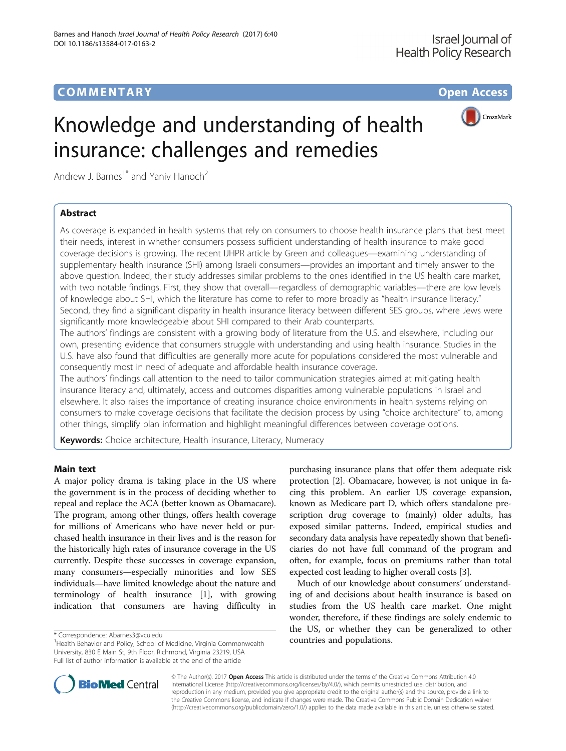COMMENTARY Open Access

# Knowledge and understanding of health insurance: challenges and remedies

Andrew J. Barnes[1*] and Yaniv Hanoch[2]

## Abstract

As coverage is expanded in health systems that rely on consumers to choose health insurance plans that best meet their needs, interest in whether consumers possess sufficient understanding of health insurance to make good coverage decisions is growing. The recent IJHPR article by Green and colleagues—examining understanding of supplementary health insurance (SHI) among Israeli consumers—provides an important and timely answer to the above question. Indeed, their study addresses similar problems to the ones identified in the US health care market, with two notable findings. First, they show that overall—regardless of demographic variables—there are low levels of knowledge about SHI, which the literature has come to refer to more broadly as "health insurance literacy." Second, they find a significant disparity in health insurance literacy between different SES groups, where Jews were significantly more knowledgeable about SHI compared to their Arab counterparts.

The authors' findings are consistent with a growing body of literature from the U.S. and elsewhere, including our own, presenting evidence that consumers struggle with understanding and using health insurance. Studies in the U.S. have also found that difficulties are generally more acute for populations considered the most vulnerable and consequently most in need of adequate and affordable health insurance coverage.

The authors' findings call attention to the need to tailor communication strategies aimed at mitigating health insurance literacy and, ultimately, access and outcomes disparities among vulnerable populations in Israel and elsewhere. It also raises the importance of creating insurance choice environments in health systems relying on consumers to make coverage decisions that facilitate the decision process by using "choice architecture" to, among other things, simplify plan information and highlight meaningful differences between coverage options.

**Keywords:** Choice architecture, Health insurance, Literacy, Numeracy

## Main text

A major policy drama is taking place in the US where the government is in the process of deciding whether to repeal and replace the ACA (better known as Obamacare). The program, among other things, offers health coverage for millions of Americans who have never held or purchased health insurance in their lives and is the reason for the historically high rates of insurance coverage in the US currently. Despite these successes in coverage expansion, many consumers—especially minorities and low SES individuals—have limited knowledge about the nature and terminology of health insurance [1], with growing indication that consumers are having difficulty in purchasing insurance plans that offer them adequate risk protection [2]. Obamacare, however, is not unique in facing this problem. An earlier US coverage expansion, known as Medicare part D, which offers standalone prescription drug coverage to (mainly) older adults, has exposed similar patterns. Indeed, empirical studies and secondary data analysis have repeatedly shown that beneficiaries do not have full command of the program and often, for example, focus on premiums rather than total expected cost leading to higher overall costs [3].

Much of our knowledge about consumers' understanding of and decisions about health insurance is based on studies from the US health care market. One might wonder, therefore, if these findings are solely endemic to the US, or whether they can be generalized to other countries and populations.

\* Correspondence: Abarnes3@vcu.edu
[1]Health Behavior and Policy, School of Medicine, Virginia Commonwealth University, 830 E Main St, 9th Floor, Richmond, Virginia 23219, USA
Full list of author information is available at the end of the article

© The Author(s). 2017 **Open Access** This article is distributed under the terms of the Creative Commons Attribution 4.0 International License (http://creativecommons.org/licenses/by/4.0/), which permits unrestricted use, distribution, and reproduction in any medium, provided you give appropriate credit to the original author(s) and the source, provide a link to the Creative Commons license, and indicate if changes were made. The Creative Commons Public Domain Dedication waiver (http://creativecommons.org/publicdomain/zero/1.0/) applies to the data made available in this article, unless otherwise stated.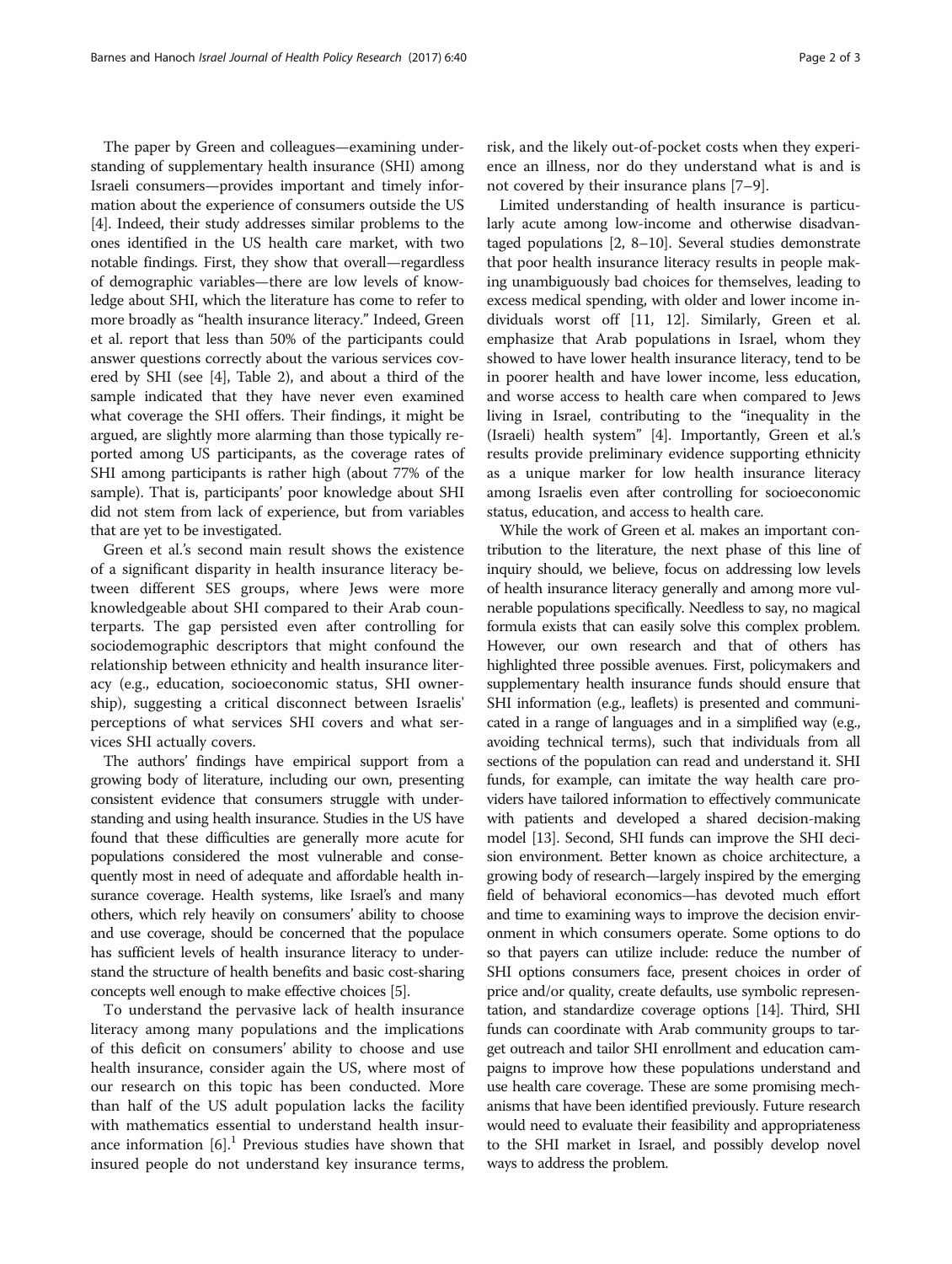The paper by Green and colleagues—examining understanding of supplementary health insurance (SHI) among Israeli consumers—provides important and timely information about the experience of consumers outside the US [4]. Indeed, their study addresses similar problems to the ones identified in the US health care market, with two notable findings. First, they show that overall—regardless of demographic variables—there are low levels of knowledge about SHI, which the literature has come to refer to more broadly as "health insurance literacy." Indeed, Green et al. report that less than 50% of the participants could answer questions correctly about the various services covered by SHI (see [4], Table 2), and about a third of the sample indicated that they have never even examined what coverage the SHI offers. Their findings, it might be argued, are slightly more alarming than those typically reported among US participants, as the coverage rates of SHI among participants is rather high (about 77% of the sample). That is, participants' poor knowledge about SHI did not stem from lack of experience, but from variables that are yet to be investigated.

Green et al.'s second main result shows the existence of a significant disparity in health insurance literacy between different SES groups, where Jews were more knowledgeable about SHI compared to their Arab counterparts. The gap persisted even after controlling for sociodemographic descriptors that might confound the relationship between ethnicity and health insurance literacy (e.g., education, socioeconomic status, SHI ownership), suggesting a critical disconnect between Israelis' perceptions of what services SHI covers and what services SHI actually covers.

The authors' findings have empirical support from a growing body of literature, including our own, presenting consistent evidence that consumers struggle with understanding and using health insurance. Studies in the US have found that these difficulties are generally more acute for populations considered the most vulnerable and consequently most in need of adequate and affordable health insurance coverage. Health systems, like Israel's and many others, which rely heavily on consumers' ability to choose and use coverage, should be concerned that the populace has sufficient levels of health insurance literacy to understand the structure of health benefits and basic cost-sharing concepts well enough to make effective choices [5].

To understand the pervasive lack of health insurance literacy among many populations and the implications of this deficit on consumers' ability to choose and use health insurance, consider again the US, where most of our research on this topic has been conducted. More than half of the US adult population lacks the facility with mathematics essential to understand health insurance information [6].[1] Previous studies have shown that insured people do not understand key insurance terms, risk, and the likely out-of-pocket costs when they experience an illness, nor do they understand what is and is not covered by their insurance plans [7–9].

Limited understanding of health insurance is particularly acute among low-income and otherwise disadvantaged populations [2, 8–10]. Several studies demonstrate that poor health insurance literacy results in people making unambiguously bad choices for themselves, leading to excess medical spending, with older and lower income individuals worst off [11, 12]. Similarly, Green et al. emphasize that Arab populations in Israel, whom they showed to have lower health insurance literacy, tend to be in poorer health and have lower income, less education, and worse access to health care when compared to Jews living in Israel, contributing to the "inequality in the (Israeli) health system" [4]. Importantly, Green et al.'s results provide preliminary evidence supporting ethnicity as a unique marker for low health insurance literacy among Israelis even after controlling for socioeconomic status, education, and access to health care.

While the work of Green et al. makes an important contribution to the literature, the next phase of this line of inquiry should, we believe, focus on addressing low levels of health insurance literacy generally and among more vulnerable populations specifically. Needless to say, no magical formula exists that can easily solve this complex problem. However, our own research and that of others has highlighted three possible avenues. First, policymakers and supplementary health insurance funds should ensure that SHI information (e.g., leaflets) is presented and communicated in a range of languages and in a simplified way (e.g., avoiding technical terms), such that individuals from all sections of the population can read and understand it. SHI funds, for example, can imitate the way health care providers have tailored information to effectively communicate with patients and developed a shared decision-making model [13]. Second, SHI funds can improve the SHI decision environment. Better known as choice architecture, a growing body of research—largely inspired by the emerging field of behavioral economics—has devoted much effort and time to examining ways to improve the decision environment in which consumers operate. Some options to do so that payers can utilize include: reduce the number of SHI options consumers face, present choices in order of price and/or quality, create defaults, use symbolic representation, and standardize coverage options [14]. Third, SHI funds can coordinate with Arab community groups to target outreach and tailor SHI enrollment and education campaigns to improve how these populations understand and use health care coverage. These are some promising mechanisms that have been identified previously. Future research would need to evaluate their feasibility and appropriateness to the SHI market in Israel, and possibly develop novel ways to address the problem.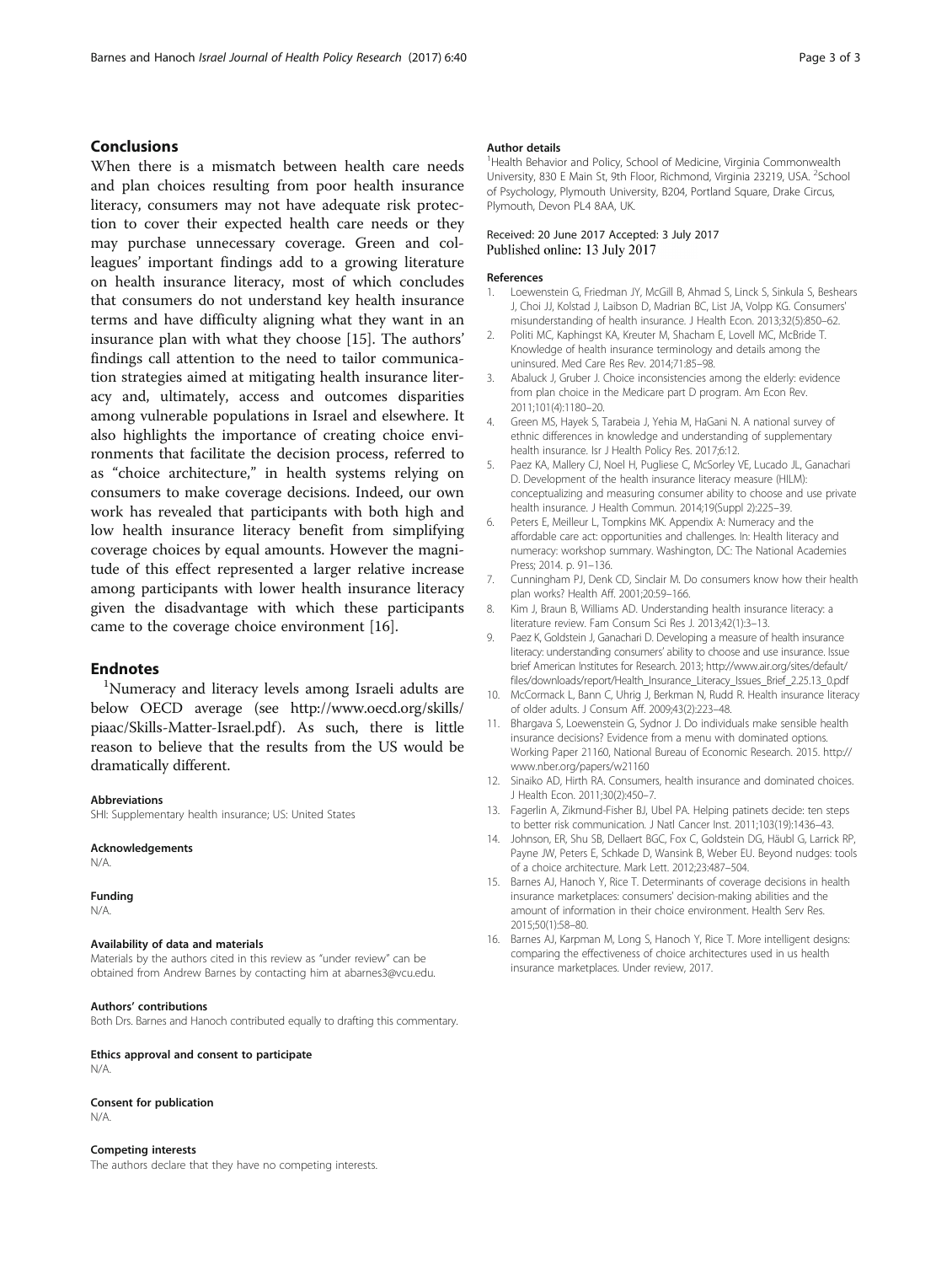## Conclusions

When there is a mismatch between health care needs and plan choices resulting from poor health insurance literacy, consumers may not have adequate risk protection to cover their expected health care needs or they may purchase unnecessary coverage. Green and colleagues' important findings add to a growing literature on health insurance literacy, most of which concludes that consumers do not understand key health insurance terms and have difficulty aligning what they want in an insurance plan with what they choose [15]. The authors' findings call attention to the need to tailor communication strategies aimed at mitigating health insurance literacy and, ultimately, access and outcomes disparities among vulnerable populations in Israel and elsewhere. It also highlights the importance of creating choice environments that facilitate the decision process, referred to as "choice architecture," in health systems relying on consumers to make coverage decisions. Indeed, our own work has revealed that participants with both high and low health insurance literacy benefit from simplifying coverage choices by equal amounts. However the magnitude of this effect represented a larger relative increase among participants with lower health insurance literacy given the disadvantage with which these participants came to the coverage choice environment [16].

## Endnotes

[1]Numeracy and literacy levels among Israeli adults are below OECD average (see http://www.oecd.org/skills/piaac/Skills-Matter-Israel.pdf). As such, there is little reason to believe that the results from the US would be dramatically different.

#### Abbreviations

SHI: Supplementary health insurance; US: United States

#### Acknowledgements

N/A.

#### Funding

N/A.

#### Availability of data and materials

Materials by the authors cited in this review as "under review" can be obtained from Andrew Barnes by contacting him at abarnes3@vcu.edu.

#### Authors' contributions

Both Drs. Barnes and Hanoch contributed equally to drafting this commentary.

#### Ethics approval and consent to participate

N/A.

#### Consent for publication

N/A.

#### Competing interests

The authors declare that they have no competing interests.

#### Author details

[1]Health Behavior and Policy, School of Medicine, Virginia Commonwealth University, 830 E Main St, 9th Floor, Richmond, Virginia 23219, USA. [2]School of Psychology, Plymouth University, B204, Portland Square, Drake Circus, Plymouth, Devon PL4 8AA, UK.

Received: 20 June 2017 Accepted: 3 July 2017
Published online: 13 July 2017

#### References

1. Loewenstein G, Friedman JY, McGill B, Ahmad S, Linck S, Sinkula S, Beshears J, Choi JJ, Kolstad J, Laibson D, Madrian BC, List JA, Volpp KG. Consumers' misunderstanding of health insurance. J Health Econ. 2013;32(5):850–62.
2. Politi MC, Kaphingst KA, Kreuter M, Shacham E, Lovell MC, McBride T. Knowledge of health insurance terminology and details among the uninsured. Med Care Res Rev. 2014;71:85–98.
3. Abaluck J, Gruber J. Choice inconsistencies among the elderly: evidence from plan choice in the Medicare part D program. Am Econ Rev. 2011;101(4):1180–20.
4. Green MS, Hayek S, Tarabeia J, Yehia M, HaGani N. A national survey of ethnic differences in knowledge and understanding of supplementary health insurance. Isr J Health Policy Res. 2017;6:12.
5. Paez KA, Mallery CJ, Noel H, Pugliese C, McSorley VE, Lucado JL, Ganachari D. Development of the health insurance literacy measure (HILM): conceptualizing and measuring consumer ability to choose and use private health insurance. J Health Commun. 2014;19(Suppl 2):225–39.
6. Peters E, Meilleur L, Tompkins MK. Appendix A: Numeracy and the affordable care act: opportunities and challenges. In: Health literacy and numeracy: workshop summary. Washington, DC: The National Academies Press; 2014. p. 91–136.
7. Cunningham PJ, Denk CD, Sinclair M. Do consumers know how their health plan works? Health Aff. 2001;20:59–166.
8. Kim J, Braun B, Williams AD. Understanding health insurance literacy: a literature review. Fam Consum Sci Res J. 2013;42(1):3–13.
9. Paez K, Goldstein J, Ganachari D. Developing a measure of health insurance literacy: understanding consumers' ability to choose and use insurance. Issue brief American Institutes for Research. 2013; http://www.air.org/sites/default/files/downloads/report/Health_Insurance_Literacy_Issues_Brief_2.25.13_0.pdf
10. McCormack L, Bann C, Uhrig J, Berkman N, Rudd R. Health insurance literacy of older adults. J Consum Aff. 2009;43(2):223–48.
11. Bhargava S, Loewenstein G, Sydnor J. Do individuals make sensible health insurance decisions? Evidence from a menu with dominated options. Working Paper 21160, National Bureau of Economic Research. 2015. http://www.nber.org/papers/w21160
12. Sinaiko AD, Hirth RA. Consumers, health insurance and dominated choices. J Health Econ. 2011;30(2):450–7.
13. Fagerlin A, Zikmund-Fisher BJ, Ubel PA. Helping patinets decide: ten steps to better risk communication. J Natl Cancer Inst. 2011;103(19):1436–43.
14. Johnson, ER, Shu SB, Dellaert BGC, Fox C, Goldstein DG, Häubl G, Larrick RP, Payne JW, Peters E, Schkade D, Wansink B, Weber EU. Beyond nudges: tools of a choice architecture. Mark Lett. 2012;23:487–504.
15. Barnes AJ, Hanoch Y, Rice T. Determinants of coverage decisions in health insurance marketplaces: consumers' decision-making abilities and the amount of information in their choice environment. Health Serv Res. 2015;50(1):58–80.
16. Barnes AJ, Karpman M, Long S, Hanoch Y, Rice T. More intelligent designs: comparing the effectiveness of choice architectures used in us health insurance marketplaces. Under review, 2017.